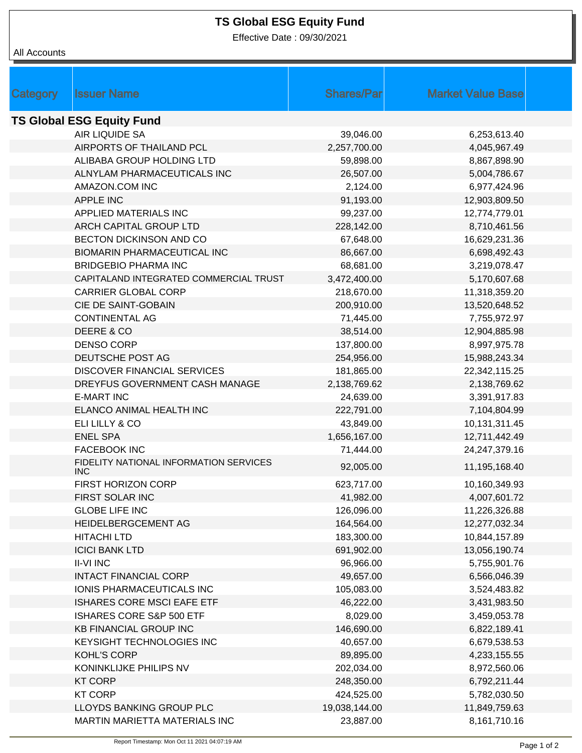# TS Global ESG Equity Fund

Effective Date : 09/30/2021

All Accounts

| Category | Issuer Name | Shares/Par | Market Value Base |
|---|---|---|---|
| **TS Global ESG Equity Fund** | | | |
| | AIR LIQUIDE SA | 39,046.00 | 6,253,613.40 |
| | AIRPORTS OF THAILAND PCL | 2,257,700.00 | 4,045,967.49 |
| | ALIBABA GROUP HOLDING LTD | 59,898.00 | 8,867,898.90 |
| | ALNYLAM PHARMACEUTICALS INC | 26,507.00 | 5,004,786.67 |
| | AMAZON.COM INC | 2,124.00 | 6,977,424.96 |
| | APPLE INC | 91,193.00 | 12,903,809.50 |
| | APPLIED MATERIALS INC | 99,237.00 | 12,774,779.01 |
| | ARCH CAPITAL GROUP LTD | 228,142.00 | 8,710,461.56 |
| | BECTON DICKINSON AND CO | 67,648.00 | 16,629,231.36 |
| | BIOMARIN PHARMACEUTICAL INC | 86,667.00 | 6,698,492.43 |
| | BRIDGEBIO PHARMA INC | 68,681.00 | 3,219,078.47 |
| | CAPITALAND INTEGRATED COMMERCIAL TRUST | 3,472,400.00 | 5,170,607.68 |
| | CARRIER GLOBAL CORP | 218,670.00 | 11,318,359.20 |
| | CIE DE SAINT-GOBAIN | 200,910.00 | 13,520,648.52 |
| | CONTINENTAL AG | 71,445.00 | 7,755,972.97 |
| | DEERE & CO | 38,514.00 | 12,904,885.98 |
| | DENSO CORP | 137,800.00 | 8,997,975.78 |
| | DEUTSCHE POST AG | 254,956.00 | 15,988,243.34 |
| | DISCOVER FINANCIAL SERVICES | 181,865.00 | 22,342,115.25 |
| | DREYFUS GOVERNMENT CASH MANAGE | 2,138,769.62 | 2,138,769.62 |
| | E-MART INC | 24,639.00 | 3,391,917.83 |
| | ELANCO ANIMAL HEALTH INC | 222,791.00 | 7,104,804.99 |
| | ELI LILLY & CO | 43,849.00 | 10,131,311.45 |
| | ENEL SPA | 1,656,167.00 | 12,711,442.49 |
| | FACEBOOK INC | 71,444.00 | 24,247,379.16 |
| | FIDELITY NATIONAL INFORMATION SERVICES INC | 92,005.00 | 11,195,168.40 |
| | FIRST HORIZON CORP | 623,717.00 | 10,160,349.93 |
| | FIRST SOLAR INC | 41,982.00 | 4,007,601.72 |
| | GLOBE LIFE INC | 126,096.00 | 11,226,326.88 |
| | HEIDELBERGCEMENT AG | 164,564.00 | 12,277,032.34 |
| | HITACHI LTD | 183,300.00 | 10,844,157.89 |
| | ICICI BANK LTD | 691,902.00 | 13,056,190.74 |
| | II-VI INC | 96,966.00 | 5,755,901.76 |
| | INTACT FINANCIAL CORP | 49,657.00 | 6,566,046.39 |
| | IONIS PHARMACEUTICALS INC | 105,083.00 | 3,524,483.82 |
| | ISHARES CORE MSCI EAFE ETF | 46,222.00 | 3,431,983.50 |
| | ISHARES CORE S&P 500 ETF | 8,029.00 | 3,459,053.78 |
| | KB FINANCIAL GROUP INC | 146,690.00 | 6,822,189.41 |
| | KEYSIGHT TECHNOLOGIES INC | 40,657.00 | 6,679,538.53 |
| | KOHL'S CORP | 89,895.00 | 4,233,155.55 |
| | KONINKLIJKE PHILIPS NV | 202,034.00 | 8,972,560.06 |
| | KT CORP | 248,350.00 | 6,792,211.44 |
| | KT CORP | 424,525.00 | 5,782,030.50 |
| | LLOYDS BANKING GROUP PLC | 19,038,144.00 | 11,849,759.63 |
| | MARTIN MARIETTA MATERIALS INC | 23,887.00 | 8,161,710.16 |

Report Timestamp: Mon Oct 11 2021 04:07:19 AM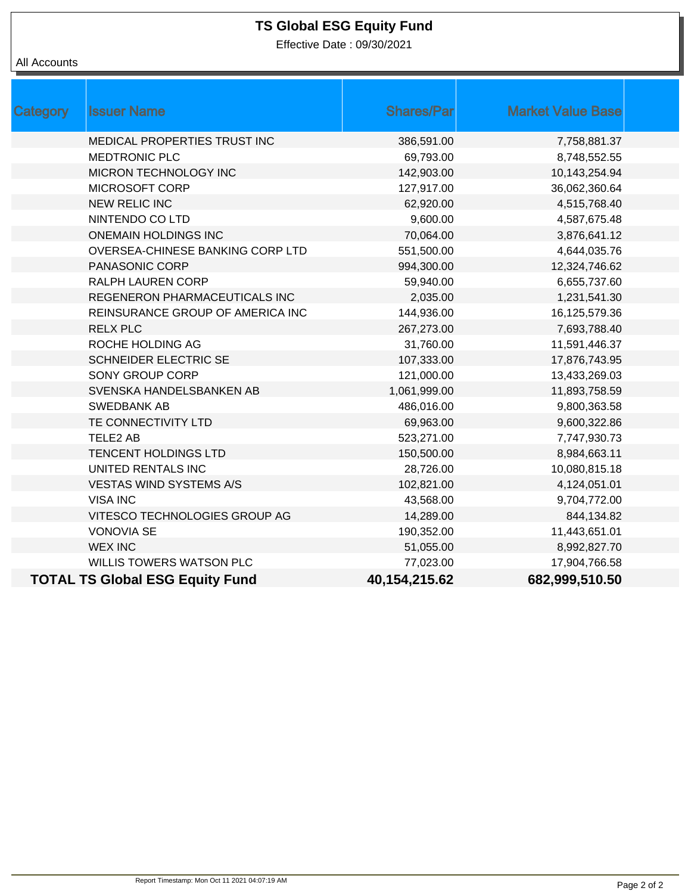# TS Global ESG Equity Fund

Effective Date : 09/30/2021

All Accounts

| Category | Issuer Name | Shares/Par | Market Value Base |
|---|---|---|---|
| | MEDICAL PROPERTIES TRUST INC | 386,591.00 | 7,758,881.37 |
| | MEDTRONIC PLC | 69,793.00 | 8,748,552.55 |
| | MICRON TECHNOLOGY INC | 142,903.00 | 10,143,254.94 |
| | MICROSOFT CORP | 127,917.00 | 36,062,360.64 |
| | NEW RELIC INC | 62,920.00 | 4,515,768.40 |
| | NINTENDO CO LTD | 9,600.00 | 4,587,675.48 |
| | ONEMAIN HOLDINGS INC | 70,064.00 | 3,876,641.12 |
| | OVERSEA-CHINESE BANKING CORP LTD | 551,500.00 | 4,644,035.76 |
| | PANASONIC CORP | 994,300.00 | 12,324,746.62 |
| | RALPH LAUREN CORP | 59,940.00 | 6,655,737.60 |
| | REGENERON PHARMACEUTICALS INC | 2,035.00 | 1,231,541.30 |
| | REINSURANCE GROUP OF AMERICA INC | 144,936.00 | 16,125,579.36 |
| | RELX PLC | 267,273.00 | 7,693,788.40 |
| | ROCHE HOLDING AG | 31,760.00 | 11,591,446.37 |
| | SCHNEIDER ELECTRIC SE | 107,333.00 | 17,876,743.95 |
| | SONY GROUP CORP | 121,000.00 | 13,433,269.03 |
| | SVENSKA HANDELSBANKEN AB | 1,061,999.00 | 11,893,758.59 |
| | SWEDBANK AB | 486,016.00 | 9,800,363.58 |
| | TE CONNECTIVITY LTD | 69,963.00 | 9,600,322.86 |
| | TELE2 AB | 523,271.00 | 7,747,930.73 |
| | TENCENT HOLDINGS LTD | 150,500.00 | 8,984,663.11 |
| | UNITED RENTALS INC | 28,726.00 | 10,080,815.18 |
| | VESTAS WIND SYSTEMS A/S | 102,821.00 | 4,124,051.01 |
| | VISA INC | 43,568.00 | 9,704,772.00 |
| | VITESCO TECHNOLOGIES GROUP AG | 14,289.00 | 844,134.82 |
| | VONOVIA SE | 190,352.00 | 11,443,651.01 |
| | WEX INC | 51,055.00 | 8,992,827.70 |
| | WILLIS TOWERS WATSON PLC | 77,023.00 | 17,904,766.58 |
| **TOTAL TS Global ESG Equity Fund** | | **40,154,215.62** | **682,999,510.50** |

Report Timestamp: Mon Oct 11 2021 04:07:19 AM